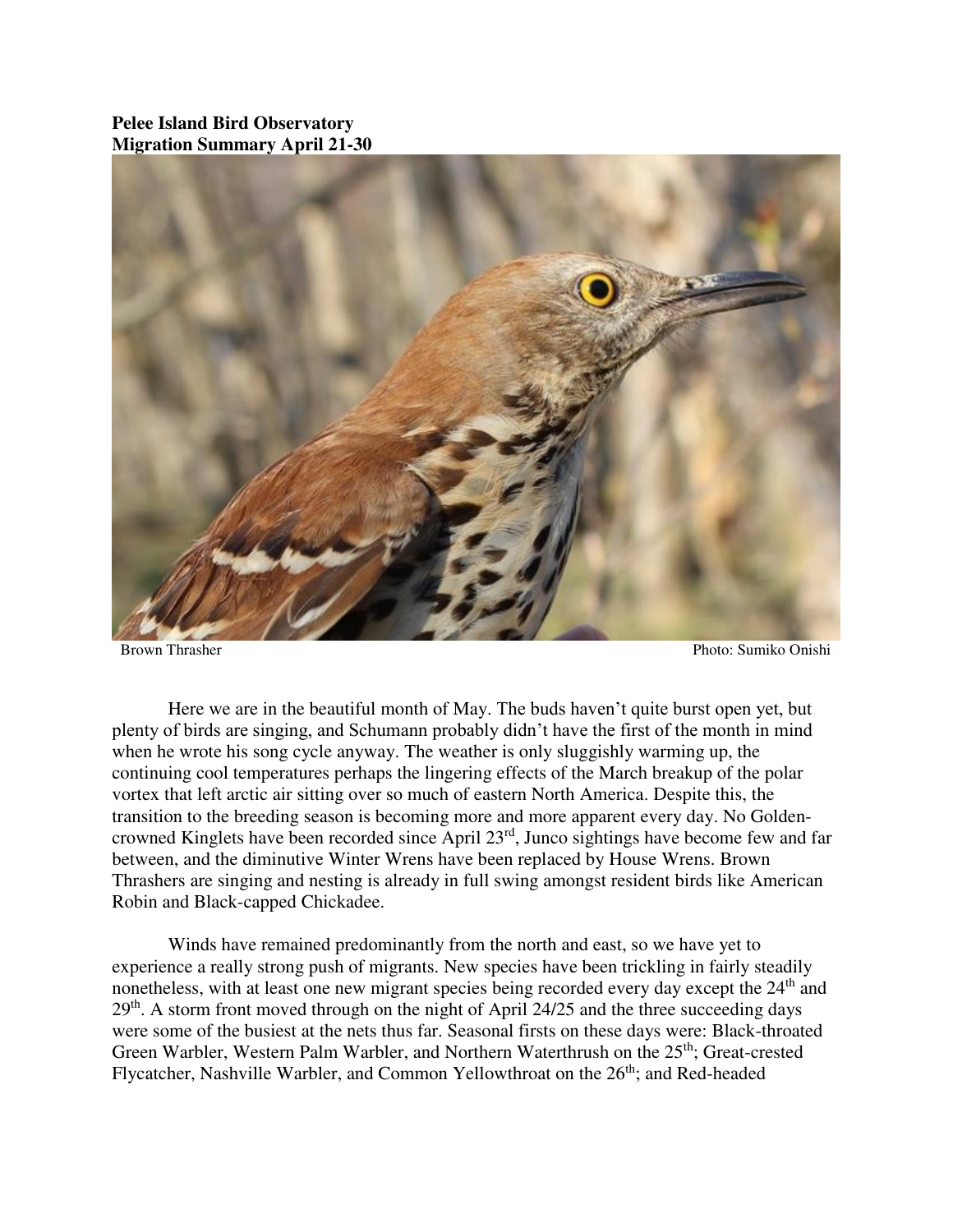**Pelee Island Bird Observatory**
**Migration Summary April 21-30**

Brown Thrasher Photo: Sumiko Onishi

Here we are in the beautiful month of May. The buds haven't quite burst open yet, but plenty of birds are singing, and Schumann probably didn't have the first of the month in mind when he wrote his song cycle anyway. The weather is only sluggishly warming up, the continuing cool temperatures perhaps the lingering effects of the March breakup of the polar vortex that left arctic air sitting over so much of eastern North America. Despite this, the transition to the breeding season is becoming more and more apparent every day. No Golden-crowned Kinglets have been recorded since April 23rd, Junco sightings have become few and far between, and the diminutive Winter Wrens have been replaced by House Wrens. Brown Thrashers are singing and nesting is already in full swing amongst resident birds like American Robin and Black-capped Chickadee.

Winds have remained predominantly from the north and east, so we have yet to experience a really strong push of migrants. New species have been trickling in fairly steadily nonetheless, with at least one new migrant species being recorded every day except the 24th and 29th. A storm front moved through on the night of April 24/25 and the three succeeding days were some of the busiest at the nets thus far. Seasonal firsts on these days were: Black-throated Green Warbler, Western Palm Warbler, and Northern Waterthrush on the 25th; Great-crested Flycatcher, Nashville Warbler, and Common Yellowthroat on the 26th; and Red-headed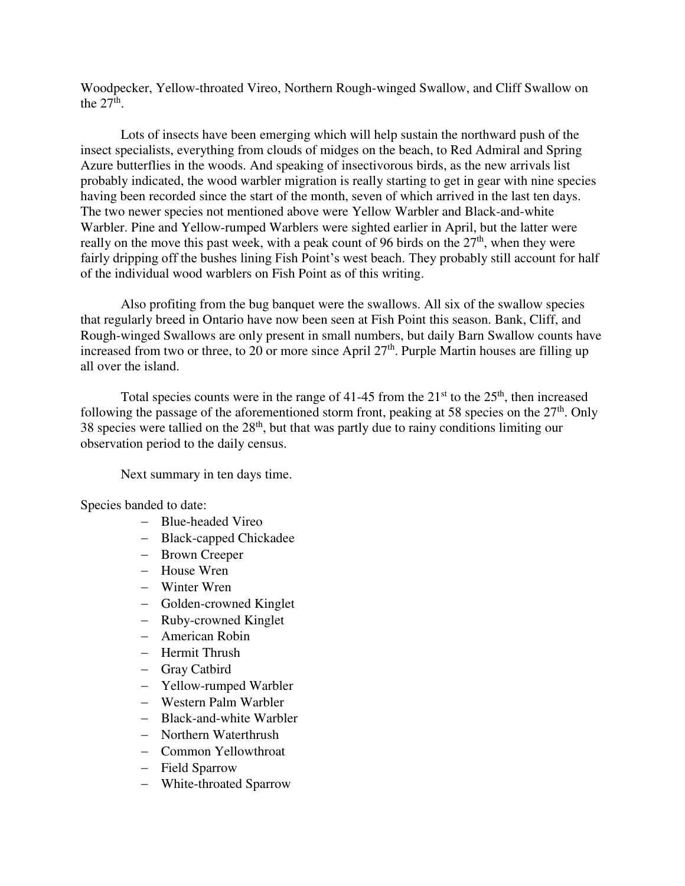Woodpecker, Yellow-throated Vireo, Northern Rough-winged Swallow, and Cliff Swallow on the 27th.

Lots of insects have been emerging which will help sustain the northward push of the insect specialists, everything from clouds of midges on the beach, to Red Admiral and Spring Azure butterflies in the woods. And speaking of insectivorous birds, as the new arrivals list probably indicated, the wood warbler migration is really starting to get in gear with nine species having been recorded since the start of the month, seven of which arrived in the last ten days. The two newer species not mentioned above were Yellow Warbler and Black-and-white Warbler. Pine and Yellow-rumped Warblers were sighted earlier in April, but the latter were really on the move this past week, with a peak count of 96 birds on the 27th, when they were fairly dripping off the bushes lining Fish Point's west beach. They probably still account for half of the individual wood warblers on Fish Point as of this writing.

Also profiting from the bug banquet were the swallows. All six of the swallow species that regularly breed in Ontario have now been seen at Fish Point this season. Bank, Cliff, and Rough-winged Swallows are only present in small numbers, but daily Barn Swallow counts have increased from two or three, to 20 or more since April 27th. Purple Martin houses are filling up all over the island.

Total species counts were in the range of 41-45 from the 21st to the 25th, then increased following the passage of the aforementioned storm front, peaking at 58 species on the 27th. Only 38 species were tallied on the 28th, but that was partly due to rainy conditions limiting our observation period to the daily census.

Next summary in ten days time.

Species banded to date:

- Blue-headed Vireo
- Black-capped Chickadee
- Brown Creeper
- House Wren
- Winter Wren
- Golden-crowned Kinglet
- Ruby-crowned Kinglet
- American Robin
- Hermit Thrush
- Gray Catbird
- Yellow-rumped Warbler
- Western Palm Warbler
- Black-and-white Warbler
- Northern Waterthrush
- Common Yellowthroat
- Field Sparrow
- White-throated Sparrow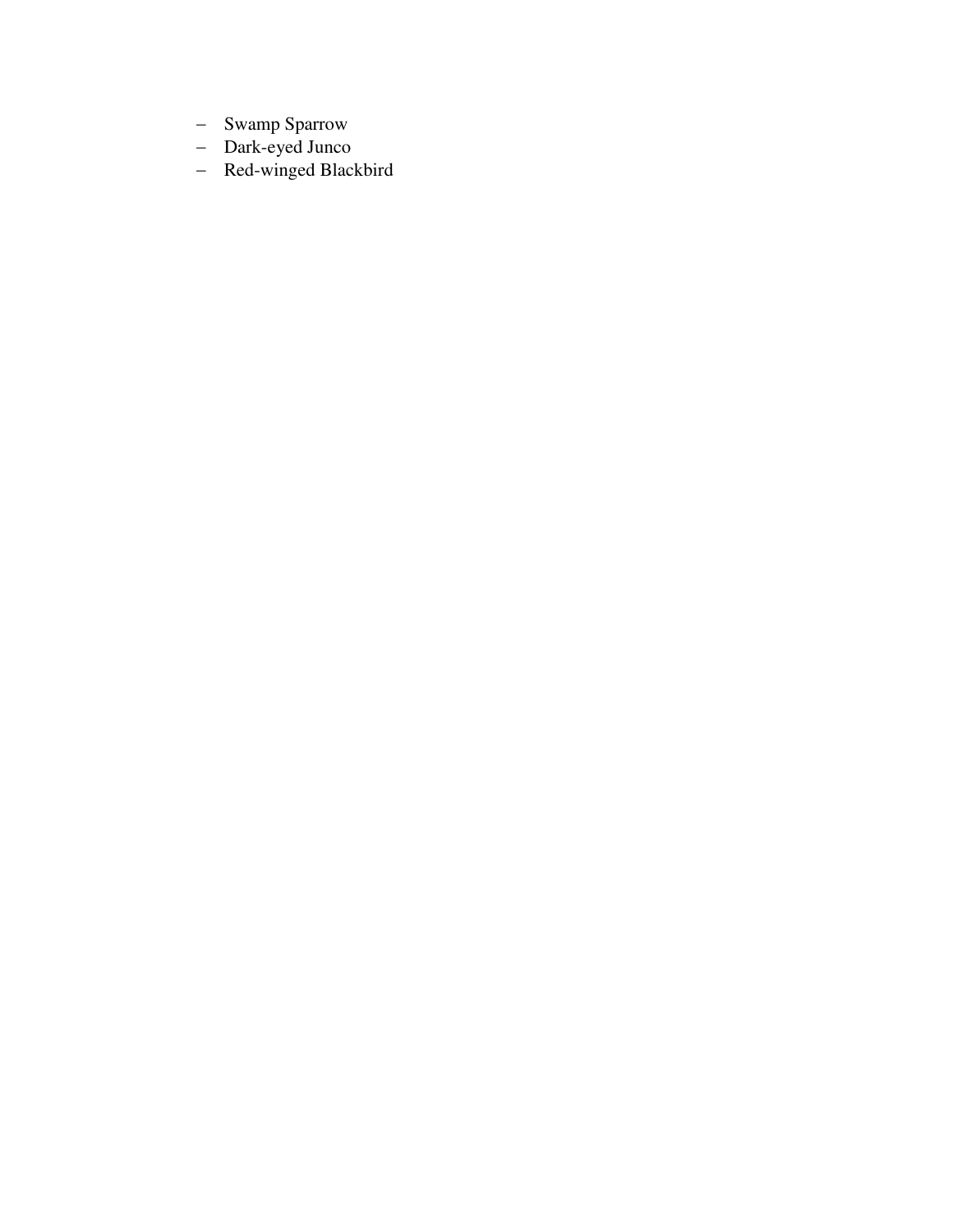- Swamp Sparrow
- Dark-eyed Junco
- Red-winged Blackbird